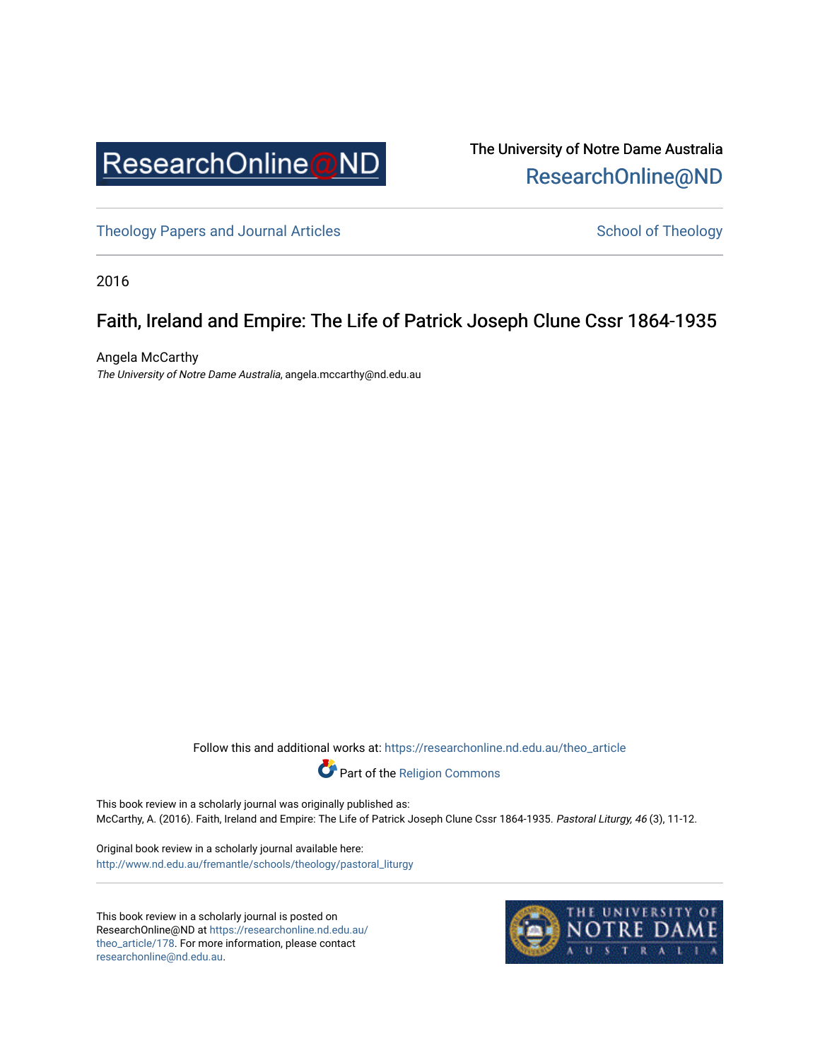ResearchOnline@ND

The University of Notre Dame Australia
ResearchOnline@ND

Theology Papers and Journal Articles | School of Theology

2016

# Faith, Ireland and Empire: The Life of Patrick Joseph Clune Cssr 1864-1935

Angela McCarthy
*The University of Notre Dame Australia*, angela.mccarthy@nd.edu.au

Follow this and additional works at: https://researchonline.nd.edu.au/theo_article

Part of the Religion Commons

This book review in a scholarly journal was originally published as:
McCarthy, A. (2016). Faith, Ireland and Empire: The Life of Patrick Joseph Clune Cssr 1864-1935. *Pastoral Liturgy, 46* (3), 11-12.

Original book review in a scholarly journal available here:
http://www.nd.edu.au/fremantle/schools/theology/pastoral_liturgy

This book review in a scholarly journal is posted on ResearchOnline@ND at https://researchonline.nd.edu.au/theo_article/178. For more information, please contact researchonline@nd.edu.au.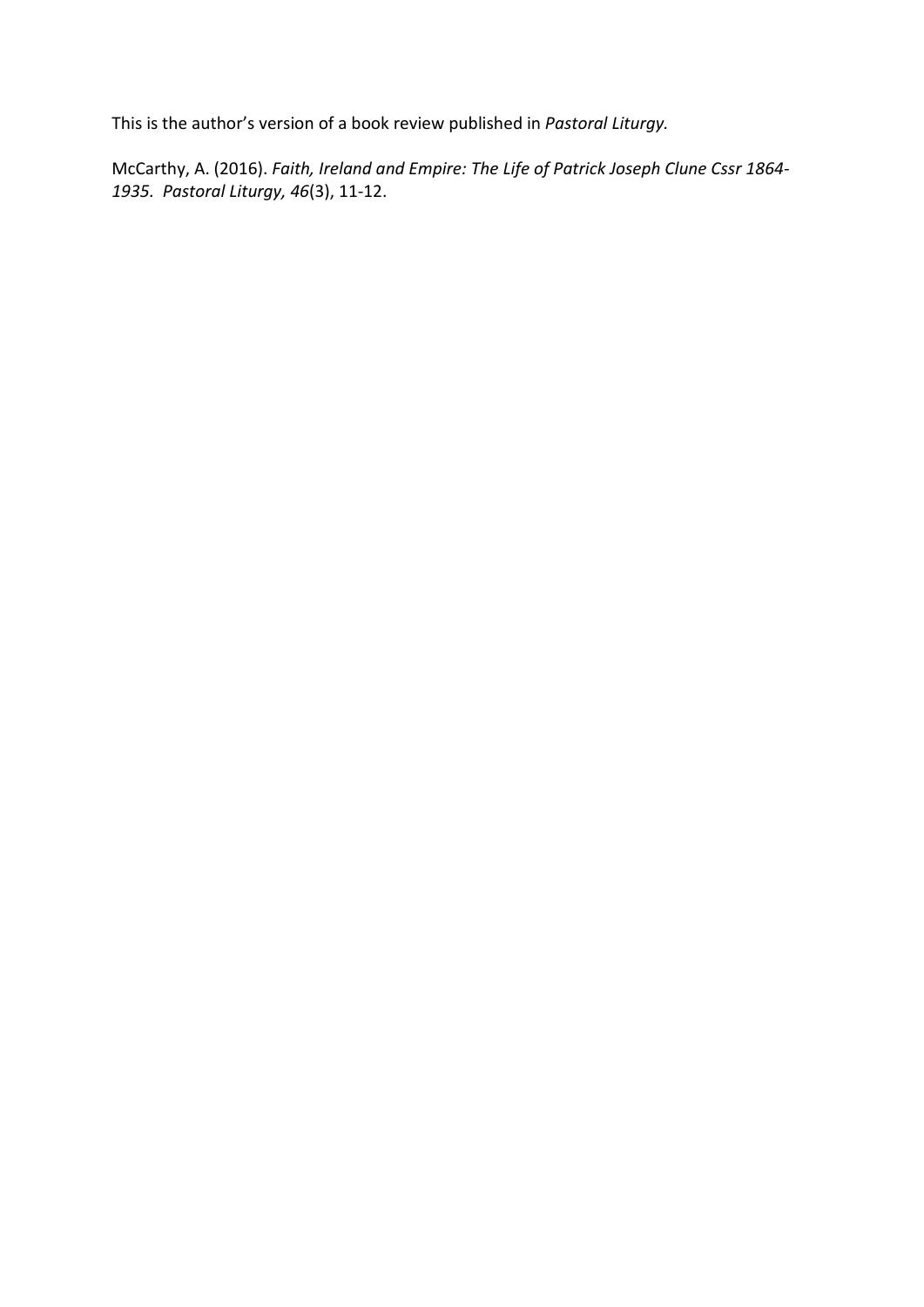This is the author's version of a book review published in *Pastoral Liturgy.*

McCarthy, A. (2016). *Faith, Ireland and Empire: The Life of Patrick Joseph Clune Cssr 1864-1935. Pastoral Liturgy, 46*(3), 11-12.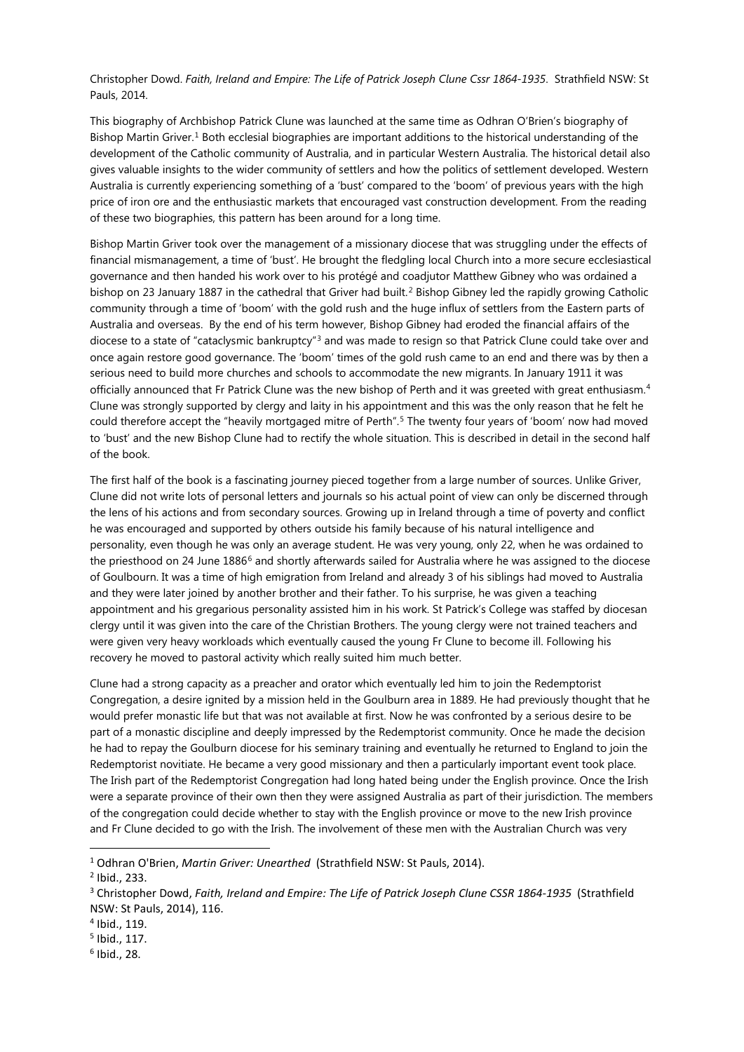Christopher Dowd. *Faith, Ireland and Empire: The Life of Patrick Joseph Clune Cssr 1864-1935*. Strathfield NSW: St Pauls, 2014.

This biography of Archbishop Patrick Clune was launched at the same time as Odhran O'Brien's biography of Bishop Martin Griver.[1] Both ecclesial biographies are important additions to the historical understanding of the development of the Catholic community of Australia, and in particular Western Australia. The historical detail also gives valuable insights to the wider community of settlers and how the politics of settlement developed. Western Australia is currently experiencing something of a 'bust' compared to the 'boom' of previous years with the high price of iron ore and the enthusiastic markets that encouraged vast construction development. From the reading of these two biographies, this pattern has been around for a long time.

Bishop Martin Griver took over the management of a missionary diocese that was struggling under the effects of financial mismanagement, a time of 'bust'. He brought the fledgling local Church into a more secure ecclesiastical governance and then handed his work over to his protégé and coadjutor Matthew Gibney who was ordained a bishop on 23 January 1887 in the cathedral that Griver had built.[2] Bishop Gibney led the rapidly growing Catholic community through a time of 'boom' with the gold rush and the huge influx of settlers from the Eastern parts of Australia and overseas. By the end of his term however, Bishop Gibney had eroded the financial affairs of the diocese to a state of "cataclysmic bankruptcy"[3] and was made to resign so that Patrick Clune could take over and once again restore good governance. The 'boom' times of the gold rush came to an end and there was by then a serious need to build more churches and schools to accommodate the new migrants. In January 1911 it was officially announced that Fr Patrick Clune was the new bishop of Perth and it was greeted with great enthusiasm.[4] Clune was strongly supported by clergy and laity in his appointment and this was the only reason that he felt he could therefore accept the "heavily mortgaged mitre of Perth".[5] The twenty four years of 'boom' now had moved to 'bust' and the new Bishop Clune had to rectify the whole situation. This is described in detail in the second half of the book.

The first half of the book is a fascinating journey pieced together from a large number of sources. Unlike Griver, Clune did not write lots of personal letters and journals so his actual point of view can only be discerned through the lens of his actions and from secondary sources. Growing up in Ireland through a time of poverty and conflict he was encouraged and supported by others outside his family because of his natural intelligence and personality, even though he was only an average student. He was very young, only 22, when he was ordained to the priesthood on 24 June 1886[6] and shortly afterwards sailed for Australia where he was assigned to the diocese of Goulbourn. It was a time of high emigration from Ireland and already 3 of his siblings had moved to Australia and they were later joined by another brother and their father. To his surprise, he was given a teaching appointment and his gregarious personality assisted him in his work. St Patrick's College was staffed by diocesan clergy until it was given into the care of the Christian Brothers. The young clergy were not trained teachers and were given very heavy workloads which eventually caused the young Fr Clune to become ill. Following his recovery he moved to pastoral activity which really suited him much better.

Clune had a strong capacity as a preacher and orator which eventually led him to join the Redemptorist Congregation, a desire ignited by a mission held in the Goulburn area in 1889. He had previously thought that he would prefer monastic life but that was not available at first. Now he was confronted by a serious desire to be part of a monastic discipline and deeply impressed by the Redemptorist community. Once he made the decision he had to repay the Goulburn diocese for his seminary training and eventually he returned to England to join the Redemptorist novitiate. He became a very good missionary and then a particularly important event took place. The Irish part of the Redemptorist Congregation had long hated being under the English province. Once the Irish were a separate province of their own then they were assigned Australia as part of their jurisdiction. The members of the congregation could decide whether to stay with the English province or move to the new Irish province and Fr Clune decided to go with the Irish. The involvement of these men with the Australian Church was very

---

[1] Odhran O'Brien, *Martin Griver: Unearthed* (Strathfield NSW: St Pauls, 2014).

[2] Ibid., 233.

[3] Christopher Dowd, *Faith, Ireland and Empire: The Life of Patrick Joseph Clune CSSR 1864-1935* (Strathfield NSW: St Pauls, 2014), 116.

[4] Ibid., 119.

[5] Ibid., 117.

[6] Ibid., 28.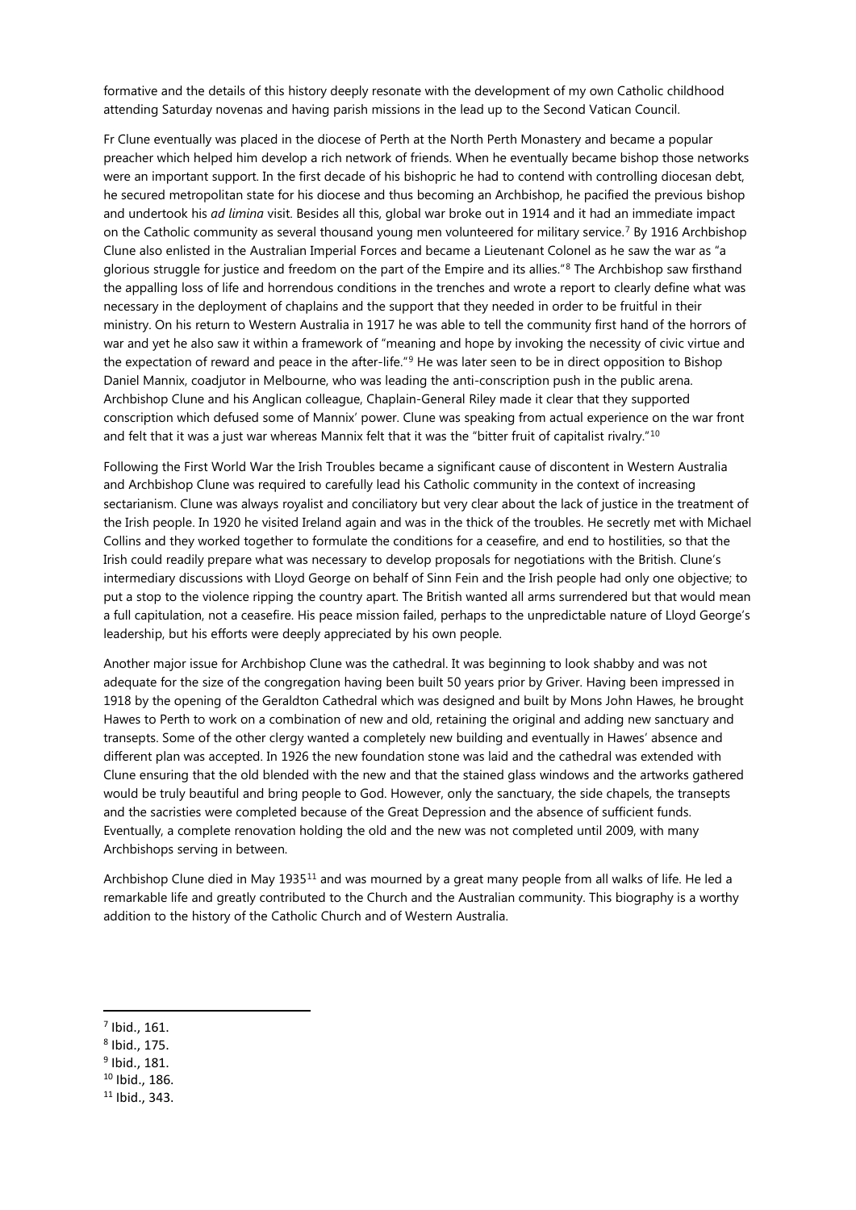formative and the details of this history deeply resonate with the development of my own Catholic childhood attending Saturday novenas and having parish missions in the lead up to the Second Vatican Council.

Fr Clune eventually was placed in the diocese of Perth at the North Perth Monastery and became a popular preacher which helped him develop a rich network of friends. When he eventually became bishop those networks were an important support. In the first decade of his bishopric he had to contend with controlling diocesan debt, he secured metropolitan state for his diocese and thus becoming an Archbishop, he pacified the previous bishop and undertook his *ad limina* visit. Besides all this, global war broke out in 1914 and it had an immediate impact on the Catholic community as several thousand young men volunteered for military service.[7] By 1916 Archbishop Clune also enlisted in the Australian Imperial Forces and became a Lieutenant Colonel as he saw the war as "a glorious struggle for justice and freedom on the part of the Empire and its allies."[8] The Archbishop saw firsthand the appalling loss of life and horrendous conditions in the trenches and wrote a report to clearly define what was necessary in the deployment of chaplains and the support that they needed in order to be fruitful in their ministry. On his return to Western Australia in 1917 he was able to tell the community first hand of the horrors of war and yet he also saw it within a framework of "meaning and hope by invoking the necessity of civic virtue and the expectation of reward and peace in the after-life."[9] He was later seen to be in direct opposition to Bishop Daniel Mannix, coadjutor in Melbourne, who was leading the anti-conscription push in the public arena. Archbishop Clune and his Anglican colleague, Chaplain-General Riley made it clear that they supported conscription which defused some of Mannix' power. Clune was speaking from actual experience on the war front and felt that it was a just war whereas Mannix felt that it was the "bitter fruit of capitalist rivalry."[10]

Following the First World War the Irish Troubles became a significant cause of discontent in Western Australia and Archbishop Clune was required to carefully lead his Catholic community in the context of increasing sectarianism. Clune was always royalist and conciliatory but very clear about the lack of justice in the treatment of the Irish people. In 1920 he visited Ireland again and was in the thick of the troubles. He secretly met with Michael Collins and they worked together to formulate the conditions for a ceasefire, and end to hostilities, so that the Irish could readily prepare what was necessary to develop proposals for negotiations with the British. Clune's intermediary discussions with Lloyd George on behalf of Sinn Fein and the Irish people had only one objective; to put a stop to the violence ripping the country apart. The British wanted all arms surrendered but that would mean a full capitulation, not a ceasefire. His peace mission failed, perhaps to the unpredictable nature of Lloyd George's leadership, but his efforts were deeply appreciated by his own people.

Another major issue for Archbishop Clune was the cathedral. It was beginning to look shabby and was not adequate for the size of the congregation having been built 50 years prior by Griver. Having been impressed in 1918 by the opening of the Geraldton Cathedral which was designed and built by Mons John Hawes, he brought Hawes to Perth to work on a combination of new and old, retaining the original and adding new sanctuary and transepts. Some of the other clergy wanted a completely new building and eventually in Hawes' absence and different plan was accepted. In 1926 the new foundation stone was laid and the cathedral was extended with Clune ensuring that the old blended with the new and that the stained glass windows and the artworks gathered would be truly beautiful and bring people to God. However, only the sanctuary, the side chapels, the transepts and the sacristies were completed because of the Great Depression and the absence of sufficient funds. Eventually, a complete renovation holding the old and the new was not completed until 2009, with many Archbishops serving in between.

Archbishop Clune died in May 1935[11] and was mourned by a great many people from all walks of life. He led a remarkable life and greatly contributed to the Church and the Australian community. This biography is a worthy addition to the history of the Catholic Church and of Western Australia.

---

[7] Ibid., 161.

[8] Ibid., 175.

[9] Ibid., 181.

[10] Ibid., 186.

[11] Ibid., 343.